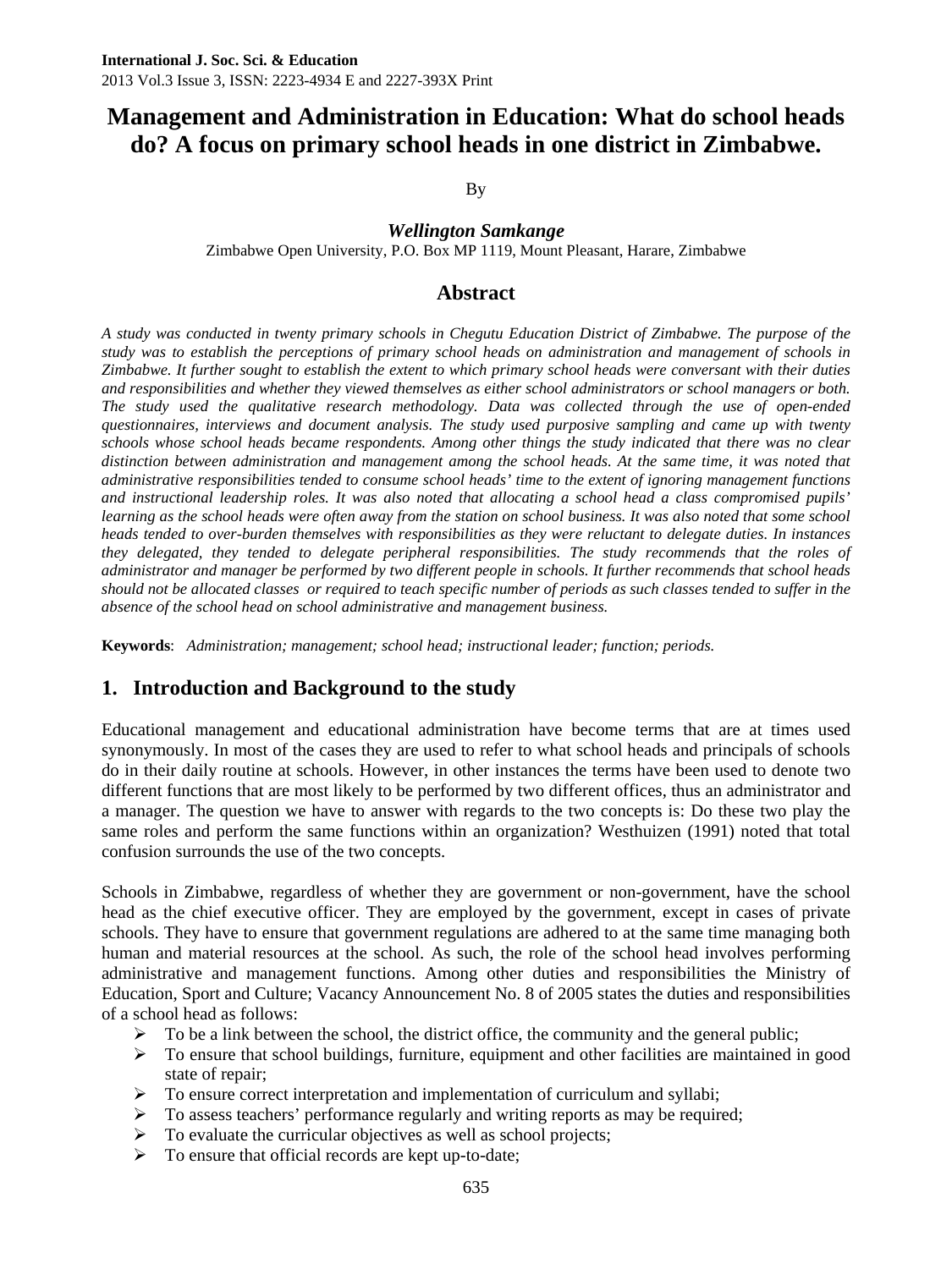**International J. Soc. Sci. & Education**
2013 Vol.3 Issue 3, ISSN: 2223-4934 E and 2227-393X Print

# Management and Administration in Education: What do school heads do? A focus on primary school heads in one district in Zimbabwe.

By

***Wellington Samkange***

Zimbabwe Open University, P.O. Box MP 1119, Mount Pleasant, Harare, Zimbabwe

## Abstract

*A study was conducted in twenty primary schools in Chegutu Education District of Zimbabwe. The purpose of the study was to establish the perceptions of primary school heads on administration and management of schools in Zimbabwe. It further sought to establish the extent to which primary school heads were conversant with their duties and responsibilities and whether they viewed themselves as either school administrators or school managers or both. The study used the qualitative research methodology. Data was collected through the use of open-ended questionnaires, interviews and document analysis. The study used purposive sampling and came up with twenty schools whose school heads became respondents. Among other things the study indicated that there was no clear distinction between administration and management among the school heads. At the same time, it was noted that administrative responsibilities tended to consume school heads' time to the extent of ignoring management functions and instructional leadership roles. It was also noted that allocating a school head a class compromised pupils' learning as the school heads were often away from the station on school business. It was also noted that some school heads tended to over-burden themselves with responsibilities as they were reluctant to delegate duties. In instances they delegated, they tended to delegate peripheral responsibilities. The study recommends that the roles of administrator and manager be performed by two different people in schools. It further recommends that school heads should not be allocated classes or required to teach specific number of periods as such classes tended to suffer in the absence of the school head on school administrative and management business.*

**Keywords**: *Administration; management; school head; instructional leader; function; periods.*

## 1. Introduction and Background to the study

Educational management and educational administration have become terms that are at times used synonymously. In most of the cases they are used to refer to what school heads and principals of schools do in their daily routine at schools. However, in other instances the terms have been used to denote two different functions that are most likely to be performed by two different offices, thus an administrator and a manager. The question we have to answer with regards to the two concepts is: Do these two play the same roles and perform the same functions within an organization? Westhuizen (1991) noted that total confusion surrounds the use of the two concepts.

Schools in Zimbabwe, regardless of whether they are government or non-government, have the school head as the chief executive officer. They are employed by the government, except in cases of private schools. They have to ensure that government regulations are adhered to at the same time managing both human and material resources at the school. As such, the role of the school head involves performing administrative and management functions. Among other duties and responsibilities the Ministry of Education, Sport and Culture; Vacancy Announcement No. 8 of 2005 states the duties and responsibilities of a school head as follows:

- To be a link between the school, the district office, the community and the general public;
- To ensure that school buildings, furniture, equipment and other facilities are maintained in good state of repair;
- To ensure correct interpretation and implementation of curriculum and syllabi;
- To assess teachers' performance regularly and writing reports as may be required;
- To evaluate the curricular objectives as well as school projects;
- To ensure that official records are kept up-to-date;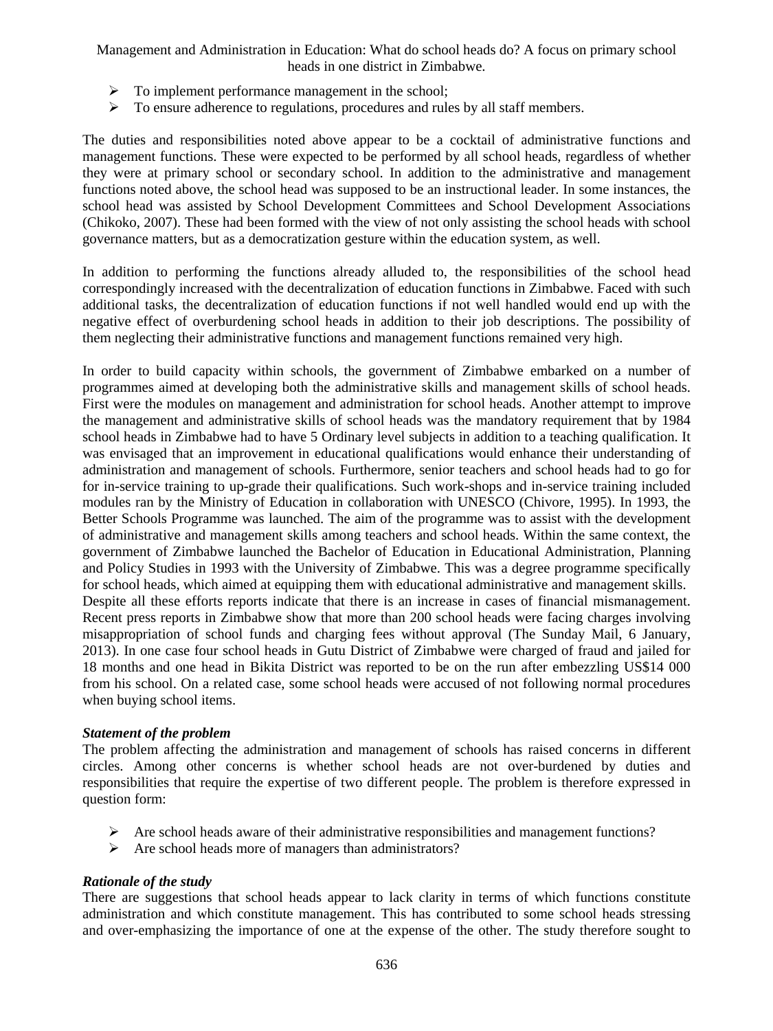- To implement performance management in the school;
- To ensure adherence to regulations, procedures and rules by all staff members.

The duties and responsibilities noted above appear to be a cocktail of administrative functions and management functions. These were expected to be performed by all school heads, regardless of whether they were at primary school or secondary school. In addition to the administrative and management functions noted above, the school head was supposed to be an instructional leader. In some instances, the school head was assisted by School Development Committees and School Development Associations (Chikoko, 2007). These had been formed with the view of not only assisting the school heads with school governance matters, but as a democratization gesture within the education system, as well.

In addition to performing the functions already alluded to, the responsibilities of the school head correspondingly increased with the decentralization of education functions in Zimbabwe. Faced with such additional tasks, the decentralization of education functions if not well handled would end up with the negative effect of overburdening school heads in addition to their job descriptions. The possibility of them neglecting their administrative functions and management functions remained very high.

In order to build capacity within schools, the government of Zimbabwe embarked on a number of programmes aimed at developing both the administrative skills and management skills of school heads. First were the modules on management and administration for school heads. Another attempt to improve the management and administrative skills of school heads was the mandatory requirement that by 1984 school heads in Zimbabwe had to have 5 Ordinary level subjects in addition to a teaching qualification. It was envisaged that an improvement in educational qualifications would enhance their understanding of administration and management of schools. Furthermore, senior teachers and school heads had to go for for in-service training to up-grade their qualifications. Such work-shops and in-service training included modules ran by the Ministry of Education in collaboration with UNESCO (Chivore, 1995). In 1993, the Better Schools Programme was launched. The aim of the programme was to assist with the development of administrative and management skills among teachers and school heads. Within the same context, the government of Zimbabwe launched the Bachelor of Education in Educational Administration, Planning and Policy Studies in 1993 with the University of Zimbabwe. This was a degree programme specifically for school heads, which aimed at equipping them with educational administrative and management skills. Despite all these efforts reports indicate that there is an increase in cases of financial mismanagement. Recent press reports in Zimbabwe show that more than 200 school heads were facing charges involving misappropriation of school funds and charging fees without approval (The Sunday Mail, 6 January, 2013). In one case four school heads in Gutu District of Zimbabwe were charged of fraud and jailed for 18 months and one head in Bikita District was reported to be on the run after embezzling US$14 000 from his school. On a related case, some school heads were accused of not following normal procedures when buying school items.

***Statement of the problem***

The problem affecting the administration and management of schools has raised concerns in different circles. Among other concerns is whether school heads are not over-burdened by duties and responsibilities that require the expertise of two different people. The problem is therefore expressed in question form:

- Are school heads aware of their administrative responsibilities and management functions?
- Are school heads more of managers than administrators?

***Rationale of the study***

There are suggestions that school heads appear to lack clarity in terms of which functions constitute administration and which constitute management. This has contributed to some school heads stressing and over-emphasizing the importance of one at the expense of the other. The study therefore sought to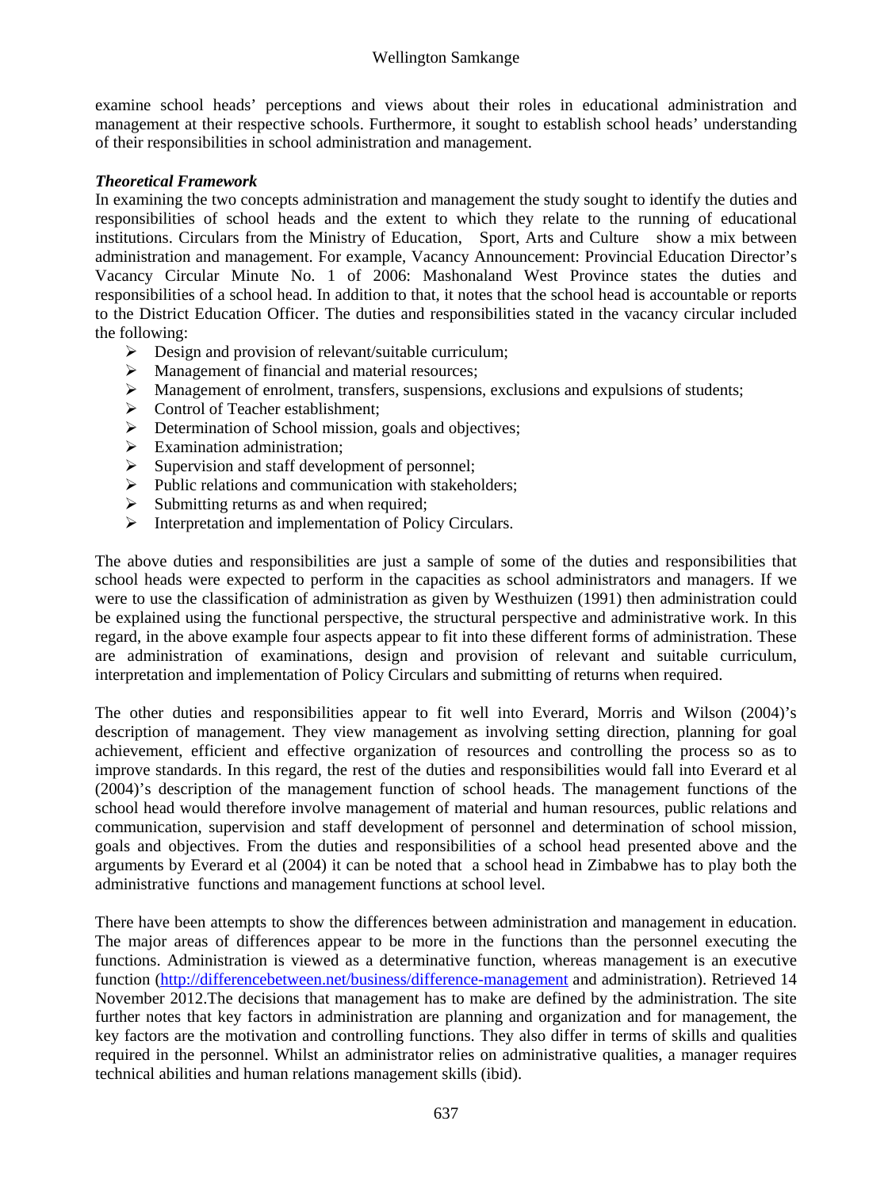examine school heads' perceptions and views about their roles in educational administration and management at their respective schools. Furthermore, it sought to establish school heads' understanding of their responsibilities in school administration and management.

### *Theoretical Framework*

In examining the two concepts administration and management the study sought to identify the duties and responsibilities of school heads and the extent to which they relate to the running of educational institutions. Circulars from the Ministry of Education, Sport, Arts and Culture show a mix between administration and management. For example, Vacancy Announcement: Provincial Education Director's Vacancy Circular Minute No. 1 of 2006: Mashonaland West Province states the duties and responsibilities of a school head. In addition to that, it notes that the school head is accountable or reports to the District Education Officer. The duties and responsibilities stated in the vacancy circular included the following:

- Design and provision of relevant/suitable curriculum;
- Management of financial and material resources;
- Management of enrolment, transfers, suspensions, exclusions and expulsions of students;
- Control of Teacher establishment;
- Determination of School mission, goals and objectives;
- Examination administration;
- Supervision and staff development of personnel;
- Public relations and communication with stakeholders;
- Submitting returns as and when required;
- Interpretation and implementation of Policy Circulars.

The above duties and responsibilities are just a sample of some of the duties and responsibilities that school heads were expected to perform in the capacities as school administrators and managers. If we were to use the classification of administration as given by Westhuizen (1991) then administration could be explained using the functional perspective, the structural perspective and administrative work. In this regard, in the above example four aspects appear to fit into these different forms of administration. These are administration of examinations, design and provision of relevant and suitable curriculum, interpretation and implementation of Policy Circulars and submitting of returns when required.

The other duties and responsibilities appear to fit well into Everard, Morris and Wilson (2004)'s description of management. They view management as involving setting direction, planning for goal achievement, efficient and effective organization of resources and controlling the process so as to improve standards. In this regard, the rest of the duties and responsibilities would fall into Everard et al (2004)'s description of the management function of school heads. The management functions of the school head would therefore involve management of material and human resources, public relations and communication, supervision and staff development of personnel and determination of school mission, goals and objectives. From the duties and responsibilities of a school head presented above and the arguments by Everard et al (2004) it can be noted that a school head in Zimbabwe has to play both the administrative functions and management functions at school level.

There have been attempts to show the differences between administration and management in education. The major areas of differences appear to be more in the functions than the personnel executing the functions. Administration is viewed as a determinative function, whereas management is an executive function (http://differencebetween.net/business/difference-management and administration). Retrieved 14 November 2012.The decisions that management has to make are defined by the administration. The site further notes that key factors in administration are planning and organization and for management, the key factors are the motivation and controlling functions. They also differ in terms of skills and qualities required in the personnel. Whilst an administrator relies on administrative qualities, a manager requires technical abilities and human relations management skills (ibid).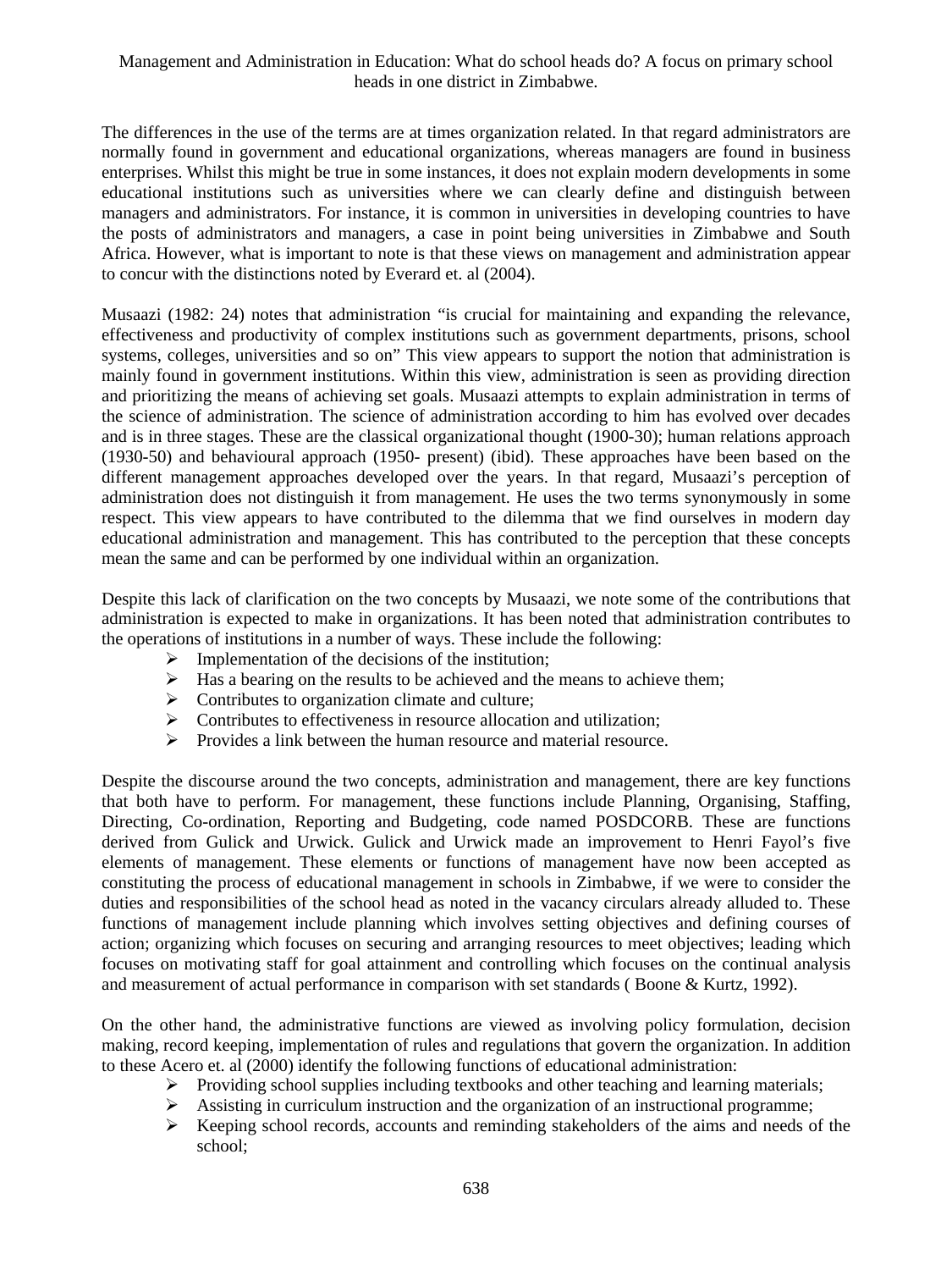The differences in the use of the terms are at times organization related. In that regard administrators are normally found in government and educational organizations, whereas managers are found in business enterprises. Whilst this might be true in some instances, it does not explain modern developments in some educational institutions such as universities where we can clearly define and distinguish between managers and administrators. For instance, it is common in universities in developing countries to have the posts of administrators and managers, a case in point being universities in Zimbabwe and South Africa. However, what is important to note is that these views on management and administration appear to concur with the distinctions noted by Everard et. al (2004).

Musaazi (1982: 24) notes that administration "is crucial for maintaining and expanding the relevance, effectiveness and productivity of complex institutions such as government departments, prisons, school systems, colleges, universities and so on" This view appears to support the notion that administration is mainly found in government institutions. Within this view, administration is seen as providing direction and prioritizing the means of achieving set goals. Musaazi attempts to explain administration in terms of the science of administration. The science of administration according to him has evolved over decades and is in three stages. These are the classical organizational thought (1900-30); human relations approach (1930-50) and behavioural approach (1950- present) (ibid). These approaches have been based on the different management approaches developed over the years. In that regard, Musaazi's perception of administration does not distinguish it from management. He uses the two terms synonymously in some respect. This view appears to have contributed to the dilemma that we find ourselves in modern day educational administration and management. This has contributed to the perception that these concepts mean the same and can be performed by one individual within an organization.

Despite this lack of clarification on the two concepts by Musaazi, we note some of the contributions that administration is expected to make in organizations. It has been noted that administration contributes to the operations of institutions in a number of ways. These include the following:

- Implementation of the decisions of the institution;
- Has a bearing on the results to be achieved and the means to achieve them;
- Contributes to organization climate and culture;
- Contributes to effectiveness in resource allocation and utilization;
- Provides a link between the human resource and material resource.

Despite the discourse around the two concepts, administration and management, there are key functions that both have to perform. For management, these functions include Planning, Organising, Staffing, Directing, Co-ordination, Reporting and Budgeting, code named POSDCORB. These are functions derived from Gulick and Urwick. Gulick and Urwick made an improvement to Henri Fayol's five elements of management. These elements or functions of management have now been accepted as constituting the process of educational management in schools in Zimbabwe, if we were to consider the duties and responsibilities of the school head as noted in the vacancy circulars already alluded to. These functions of management include planning which involves setting objectives and defining courses of action; organizing which focuses on securing and arranging resources to meet objectives; leading which focuses on motivating staff for goal attainment and controlling which focuses on the continual analysis and measurement of actual performance in comparison with set standards ( Boone & Kurtz, 1992).

On the other hand, the administrative functions are viewed as involving policy formulation, decision making, record keeping, implementation of rules and regulations that govern the organization. In addition to these Acero et. al (2000) identify the following functions of educational administration:

- Providing school supplies including textbooks and other teaching and learning materials;
- Assisting in curriculum instruction and the organization of an instructional programme;
- Keeping school records, accounts and reminding stakeholders of the aims and needs of the school;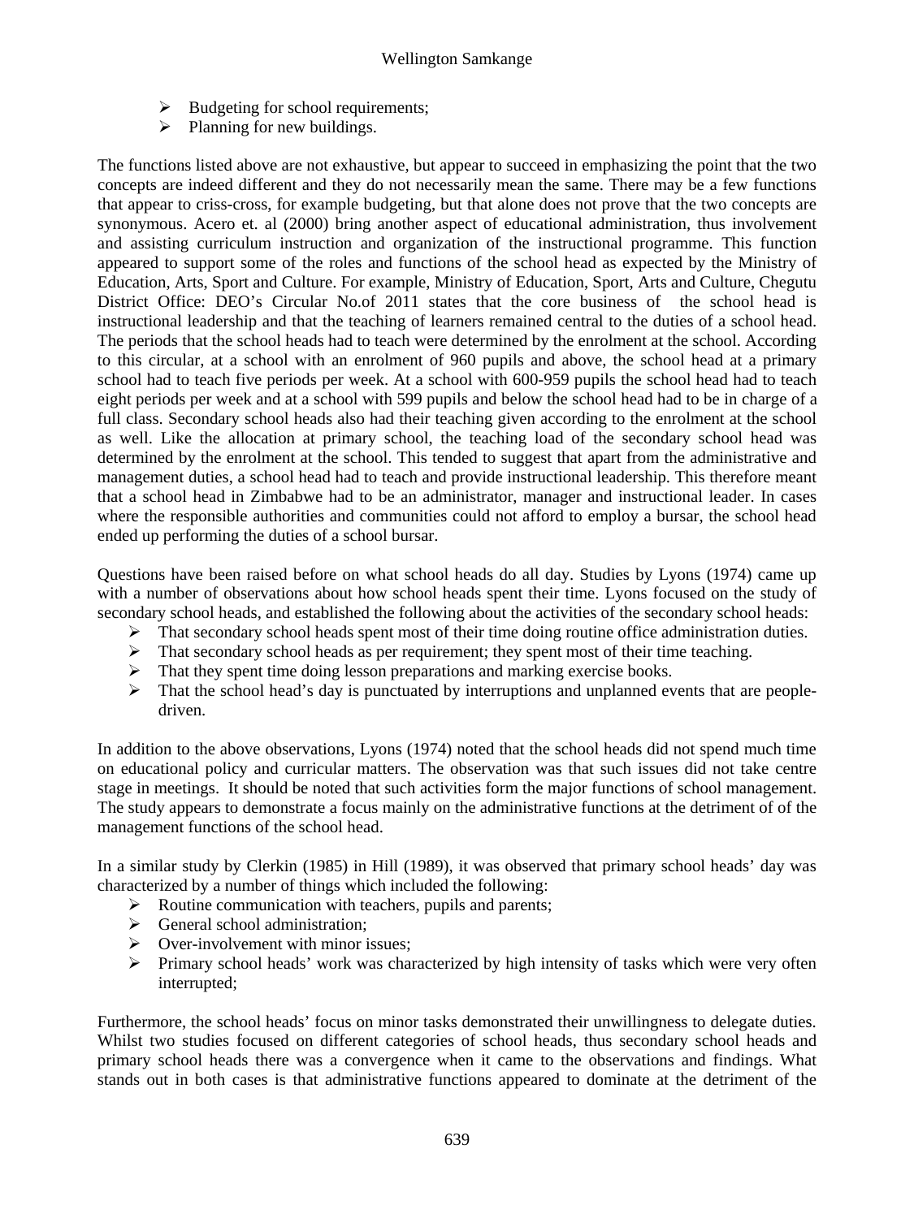- Budgeting for school requirements;
- Planning for new buildings.

The functions listed above are not exhaustive, but appear to succeed in emphasizing the point that the two concepts are indeed different and they do not necessarily mean the same. There may be a few functions that appear to criss-cross, for example budgeting, but that alone does not prove that the two concepts are synonymous. Acero et. al (2000) bring another aspect of educational administration, thus involvement and assisting curriculum instruction and organization of the instructional programme. This function appeared to support some of the roles and functions of the school head as expected by the Ministry of Education, Arts, Sport and Culture. For example, Ministry of Education, Sport, Arts and Culture, Chegutu District Office: DEO's Circular No.of 2011 states that the core business of the school head is instructional leadership and that the teaching of learners remained central to the duties of a school head. The periods that the school heads had to teach were determined by the enrolment at the school. According to this circular, at a school with an enrolment of 960 pupils and above, the school head at a primary school had to teach five periods per week. At a school with 600-959 pupils the school head had to teach eight periods per week and at a school with 599 pupils and below the school head had to be in charge of a full class. Secondary school heads also had their teaching given according to the enrolment at the school as well. Like the allocation at primary school, the teaching load of the secondary school head was determined by the enrolment at the school. This tended to suggest that apart from the administrative and management duties, a school head had to teach and provide instructional leadership. This therefore meant that a school head in Zimbabwe had to be an administrator, manager and instructional leader. In cases where the responsible authorities and communities could not afford to employ a bursar, the school head ended up performing the duties of a school bursar.

Questions have been raised before on what school heads do all day. Studies by Lyons (1974) came up with a number of observations about how school heads spent their time. Lyons focused on the study of secondary school heads, and established the following about the activities of the secondary school heads:

- That secondary school heads spent most of their time doing routine office administration duties.
- That secondary school heads as per requirement; they spent most of their time teaching.
- That they spent time doing lesson preparations and marking exercise books.
- That the school head's day is punctuated by interruptions and unplanned events that are people-driven.

In addition to the above observations, Lyons (1974) noted that the school heads did not spend much time on educational policy and curricular matters. The observation was that such issues did not take centre stage in meetings. It should be noted that such activities form the major functions of school management. The study appears to demonstrate a focus mainly on the administrative functions at the detriment of of the management functions of the school head.

In a similar study by Clerkin (1985) in Hill (1989), it was observed that primary school heads' day was characterized by a number of things which included the following:

- Routine communication with teachers, pupils and parents;
- General school administration;
- Over-involvement with minor issues;
- Primary school heads' work was characterized by high intensity of tasks which were very often interrupted;

Furthermore, the school heads' focus on minor tasks demonstrated their unwillingness to delegate duties. Whilst two studies focused on different categories of school heads, thus secondary school heads and primary school heads there was a convergence when it came to the observations and findings. What stands out in both cases is that administrative functions appeared to dominate at the detriment of the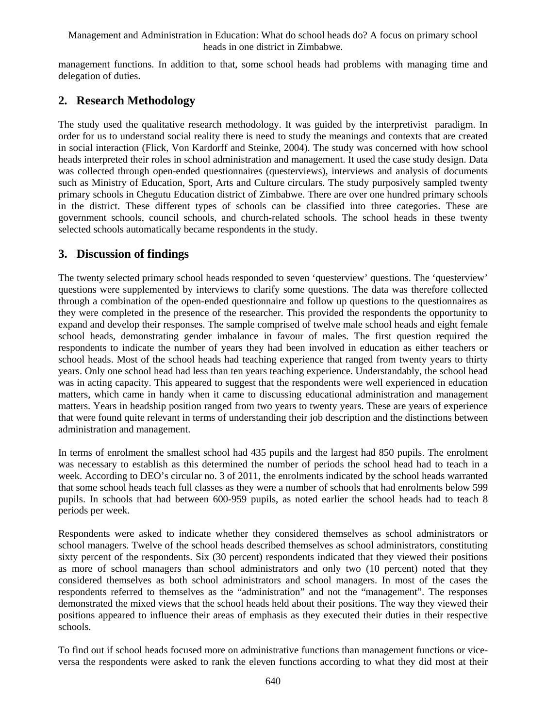management functions. In addition to that, some school heads had problems with managing time and delegation of duties.

## 2. Research Methodology

The study used the qualitative research methodology. It was guided by the interpretivist paradigm. In order for us to understand social reality there is need to study the meanings and contexts that are created in social interaction (Flick, Von Kardorff and Steinke, 2004). The study was concerned with how school heads interpreted their roles in school administration and management. It used the case study design. Data was collected through open-ended questionnaires (questerviews), interviews and analysis of documents such as Ministry of Education, Sport, Arts and Culture circulars. The study purposively sampled twenty primary schools in Chegutu Education district of Zimbabwe. There are over one hundred primary schools in the district. These different types of schools can be classified into three categories. These are government schools, council schools, and church-related schools. The school heads in these twenty selected schools automatically became respondents in the study.

## 3. Discussion of findings

The twenty selected primary school heads responded to seven 'questerview' questions. The 'questerview' questions were supplemented by interviews to clarify some questions. The data was therefore collected through a combination of the open-ended questionnaire and follow up questions to the questionnaires as they were completed in the presence of the researcher. This provided the respondents the opportunity to expand and develop their responses. The sample comprised of twelve male school heads and eight female school heads, demonstrating gender imbalance in favour of males. The first question required the respondents to indicate the number of years they had been involved in education as either teachers or school heads. Most of the school heads had teaching experience that ranged from twenty years to thirty years. Only one school head had less than ten years teaching experience. Understandably, the school head was in acting capacity. This appeared to suggest that the respondents were well experienced in education matters, which came in handy when it came to discussing educational administration and management matters. Years in headship position ranged from two years to twenty years. These are years of experience that were found quite relevant in terms of understanding their job description and the distinctions between administration and management.

In terms of enrolment the smallest school had 435 pupils and the largest had 850 pupils. The enrolment was necessary to establish as this determined the number of periods the school head had to teach in a week. According to DEO's circular no. 3 of 2011, the enrolments indicated by the school heads warranted that some school heads teach full classes as they were a number of schools that had enrolments below 599 pupils. In schools that had between 600-959 pupils, as noted earlier the school heads had to teach 8 periods per week.

Respondents were asked to indicate whether they considered themselves as school administrators or school managers. Twelve of the school heads described themselves as school administrators, constituting sixty percent of the respondents. Six (30 percent) respondents indicated that they viewed their positions as more of school managers than school administrators and only two (10 percent) noted that they considered themselves as both school administrators and school managers. In most of the cases the respondents referred to themselves as the "administration" and not the "management". The responses demonstrated the mixed views that the school heads held about their positions. The way they viewed their positions appeared to influence their areas of emphasis as they executed their duties in their respective schools.

To find out if school heads focused more on administrative functions than management functions or vice-versa the respondents were asked to rank the eleven functions according to what they did most at their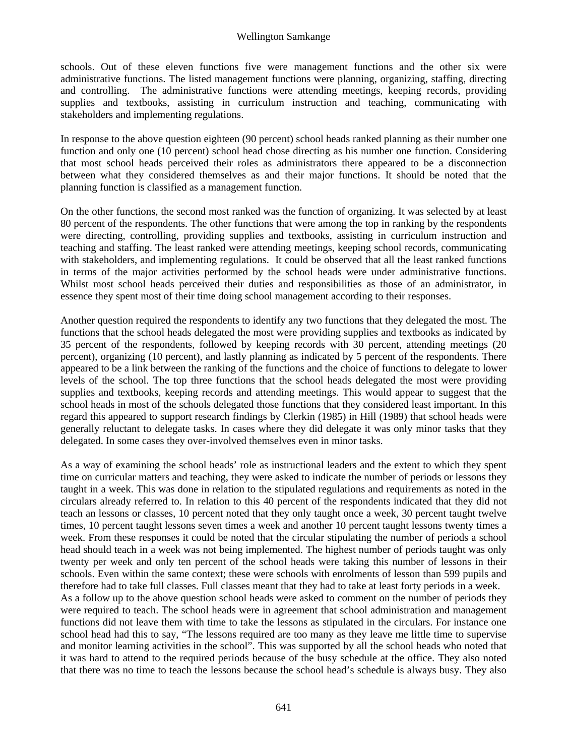schools. Out of these eleven functions five were management functions and the other six were administrative functions. The listed management functions were planning, organizing, staffing, directing and controlling. The administrative functions were attending meetings, keeping records, providing supplies and textbooks, assisting in curriculum instruction and teaching, communicating with stakeholders and implementing regulations.

In response to the above question eighteen (90 percent) school heads ranked planning as their number one function and only one (10 percent) school head chose directing as his number one function. Considering that most school heads perceived their roles as administrators there appeared to be a disconnection between what they considered themselves as and their major functions. It should be noted that the planning function is classified as a management function.

On the other functions, the second most ranked was the function of organizing. It was selected by at least 80 percent of the respondents. The other functions that were among the top in ranking by the respondents were directing, controlling, providing supplies and textbooks, assisting in curriculum instruction and teaching and staffing. The least ranked were attending meetings, keeping school records, communicating with stakeholders, and implementing regulations. It could be observed that all the least ranked functions in terms of the major activities performed by the school heads were under administrative functions. Whilst most school heads perceived their duties and responsibilities as those of an administrator, in essence they spent most of their time doing school management according to their responses.

Another question required the respondents to identify any two functions that they delegated the most. The functions that the school heads delegated the most were providing supplies and textbooks as indicated by 35 percent of the respondents, followed by keeping records with 30 percent, attending meetings (20 percent), organizing (10 percent), and lastly planning as indicated by 5 percent of the respondents. There appeared to be a link between the ranking of the functions and the choice of functions to delegate to lower levels of the school. The top three functions that the school heads delegated the most were providing supplies and textbooks, keeping records and attending meetings. This would appear to suggest that the school heads in most of the schools delegated those functions that they considered least important. In this regard this appeared to support research findings by Clerkin (1985) in Hill (1989) that school heads were generally reluctant to delegate tasks. In cases where they did delegate it was only minor tasks that they delegated. In some cases they over-involved themselves even in minor tasks.

As a way of examining the school heads' role as instructional leaders and the extent to which they spent time on curricular matters and teaching, they were asked to indicate the number of periods or lessons they taught in a week. This was done in relation to the stipulated regulations and requirements as noted in the circulars already referred to. In relation to this 40 percent of the respondents indicated that they did not teach an lessons or classes, 10 percent noted that they only taught once a week, 30 percent taught twelve times, 10 percent taught lessons seven times a week and another 10 percent taught lessons twenty times a week. From these responses it could be noted that the circular stipulating the number of periods a school head should teach in a week was not being implemented. The highest number of periods taught was only twenty per week and only ten percent of the school heads were taking this number of lessons in their schools. Even within the same context; these were schools with enrolments of lesson than 599 pupils and therefore had to take full classes. Full classes meant that they had to take at least forty periods in a week.
As a follow up to the above question school heads were asked to comment on the number of periods they were required to teach. The school heads were in agreement that school administration and management functions did not leave them with time to take the lessons as stipulated in the circulars. For instance one school head had this to say, "The lessons required are too many as they leave me little time to supervise and monitor learning activities in the school". This was supported by all the school heads who noted that it was hard to attend to the required periods because of the busy schedule at the office. They also noted that there was no time to teach the lessons because the school head's schedule is always busy. They also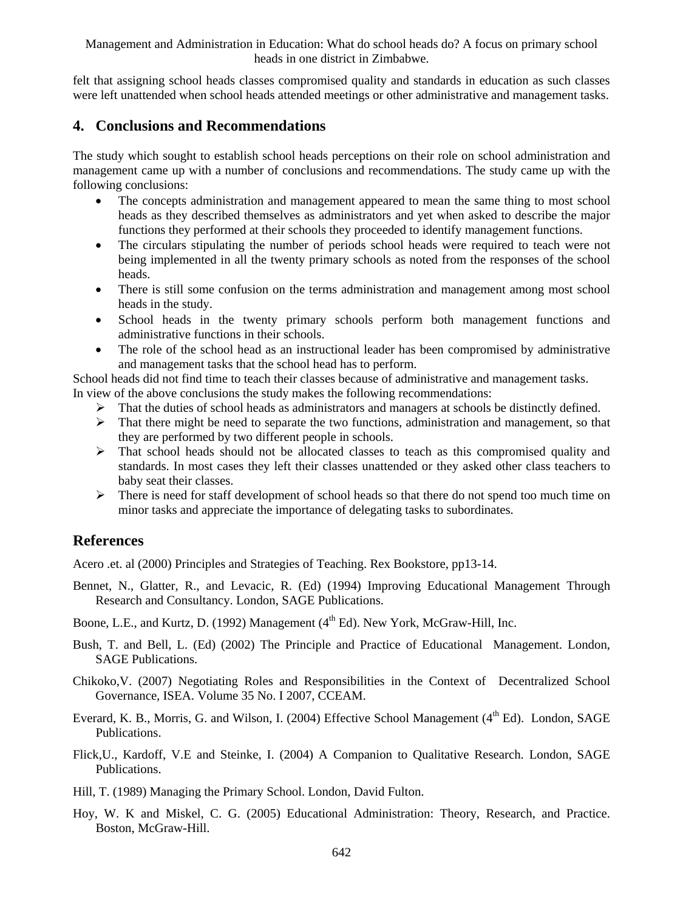felt that assigning school heads classes compromised quality and standards in education as such classes were left unattended when school heads attended meetings or other administrative and management tasks.

## 4. Conclusions and Recommendations

The study which sought to establish school heads perceptions on their role on school administration and management came up with a number of conclusions and recommendations. The study came up with the following conclusions:

- The concepts administration and management appeared to mean the same thing to most school heads as they described themselves as administrators and yet when asked to describe the major functions they performed at their schools they proceeded to identify management functions.
- The circulars stipulating the number of periods school heads were required to teach were not being implemented in all the twenty primary schools as noted from the responses of the school heads.
- There is still some confusion on the terms administration and management among most school heads in the study.
- School heads in the twenty primary schools perform both management functions and administrative functions in their schools.
- The role of the school head as an instructional leader has been compromised by administrative and management tasks that the school head has to perform.

School heads did not find time to teach their classes because of administrative and management tasks.
In view of the above conclusions the study makes the following recommendations:

- That the duties of school heads as administrators and managers at schools be distinctly defined.
- That there might be need to separate the two functions, administration and management, so that they are performed by two different people in schools.
- That school heads should not be allocated classes to teach as this compromised quality and standards. In most cases they left their classes unattended or they asked other class teachers to baby seat their classes.
- There is need for staff development of school heads so that there do not spend too much time on minor tasks and appreciate the importance of delegating tasks to subordinates.

## References

Acero .et. al (2000) Principles and Strategies of Teaching. Rex Bookstore, pp13-14.

Bennet, N., Glatter, R., and Levacic, R. (Ed) (1994) Improving Educational Management Through Research and Consultancy. London, SAGE Publications.

Boone, L.E., and Kurtz, D. (1992) Management (4th Ed). New York, McGraw-Hill, Inc.

Bush, T. and Bell, L. (Ed) (2002) The Principle and Practice of Educational Management. London, SAGE Publications.

Chikoko,V. (2007) Negotiating Roles and Responsibilities in the Context of Decentralized School Governance, ISEA. Volume 35 No. I 2007, CCEAM.

Everard, K. B., Morris, G. and Wilson, I. (2004) Effective School Management (4th Ed). London, SAGE Publications.

Flick,U., Kardoff, V.E and Steinke, I. (2004) A Companion to Qualitative Research. London, SAGE Publications.

Hill, T. (1989) Managing the Primary School. London, David Fulton.

Hoy, W. K and Miskel, C. G. (2005) Educational Administration: Theory, Research, and Practice. Boston, McGraw-Hill.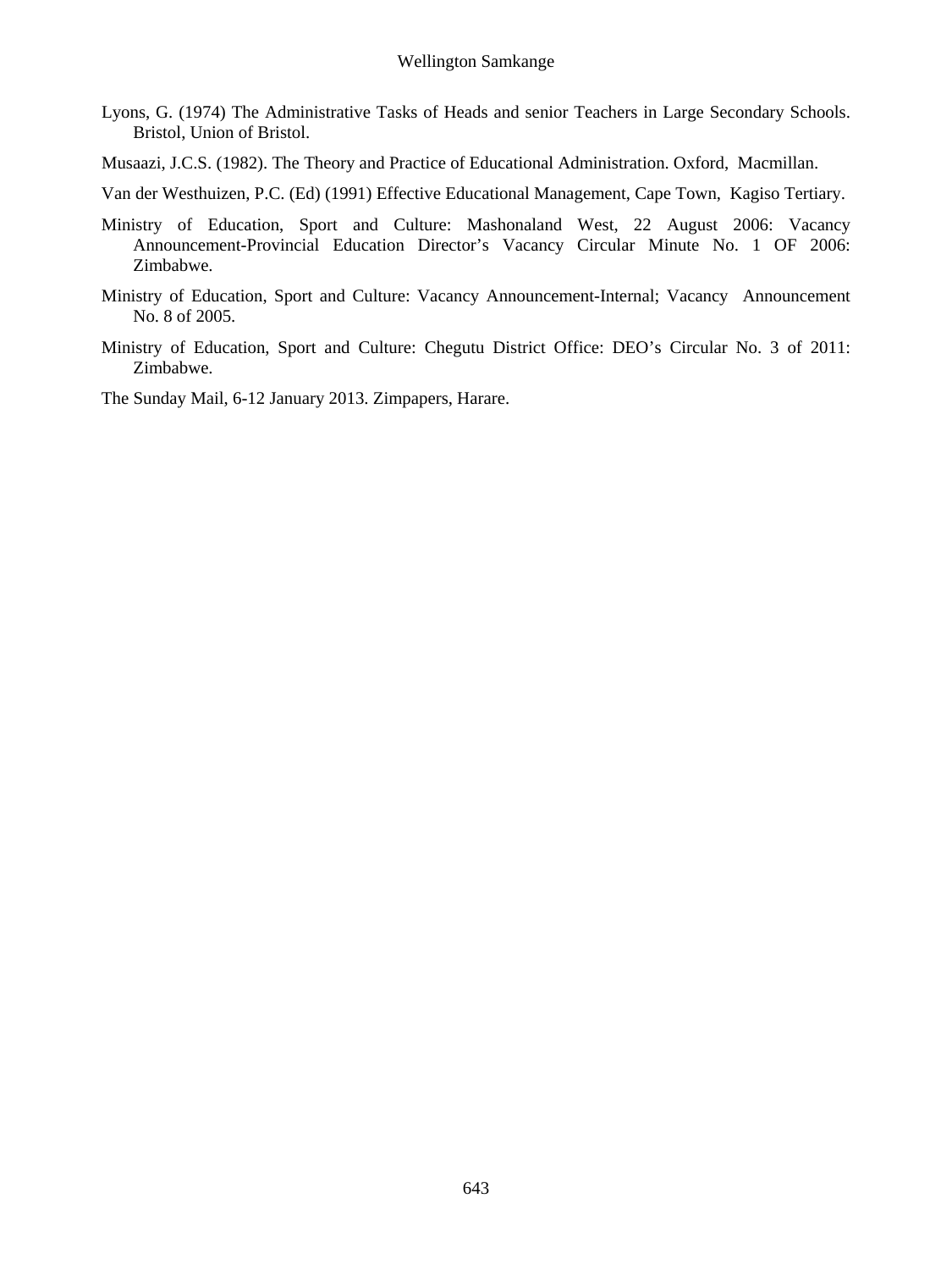Lyons, G. (1974) The Administrative Tasks of Heads and senior Teachers in Large Secondary Schools. Bristol, Union of Bristol.

Musaazi, J.C.S. (1982). The Theory and Practice of Educational Administration. Oxford, Macmillan.

Van der Westhuizen, P.C. (Ed) (1991) Effective Educational Management, Cape Town, Kagiso Tertiary.

Ministry of Education, Sport and Culture: Mashonaland West, 22 August 2006: Vacancy Announcement-Provincial Education Director's Vacancy Circular Minute No. 1 OF 2006: Zimbabwe.

Ministry of Education, Sport and Culture: Vacancy Announcement-Internal; Vacancy Announcement No. 8 of 2005.

Ministry of Education, Sport and Culture: Chegutu District Office: DEO's Circular No. 3 of 2011: Zimbabwe.

The Sunday Mail, 6-12 January 2013. Zimpapers, Harare.